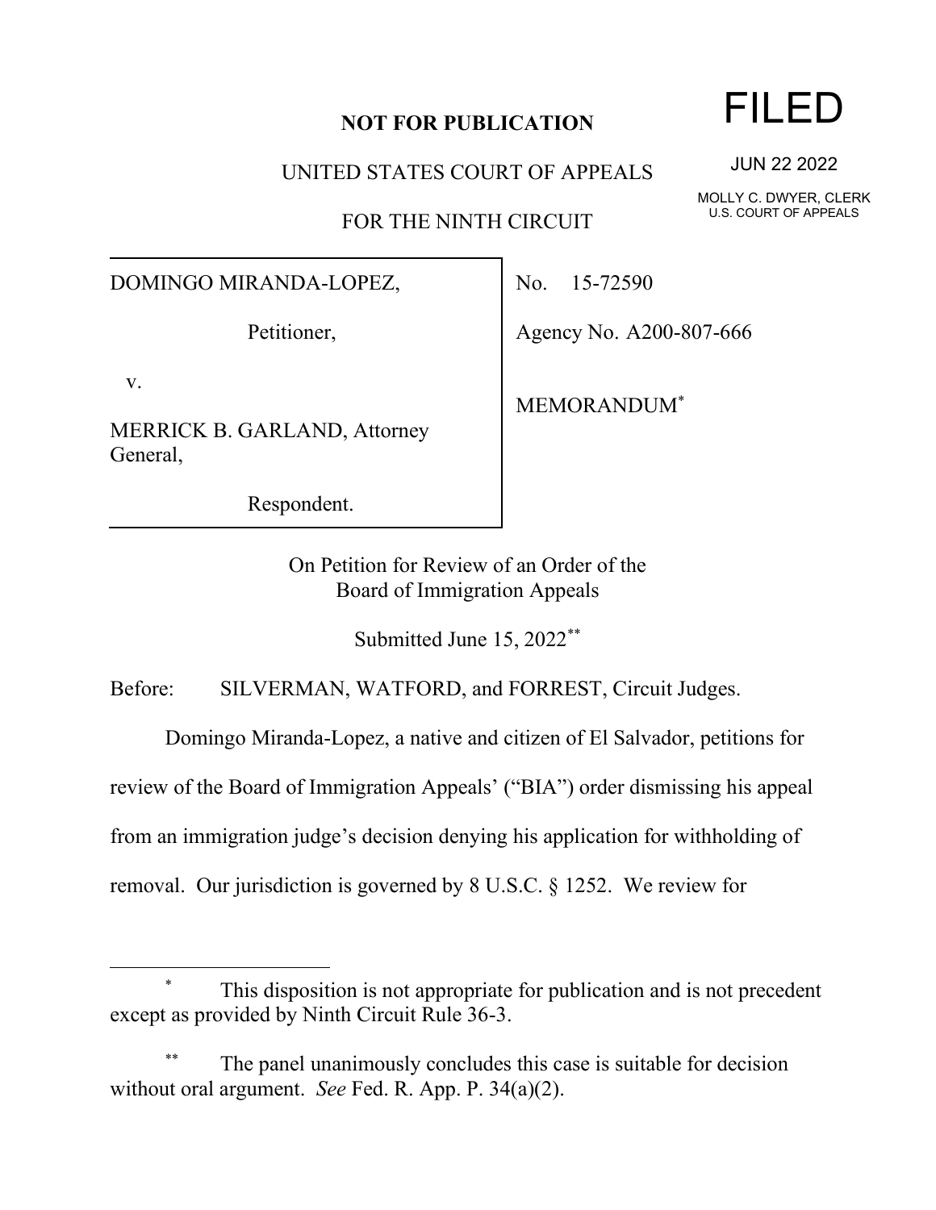**NOT FOR PUBLICATION**

FILED

JUN 22 2022

MOLLY C. DWYER, CLERK
U.S. COURT OF APPEALS

UNITED STATES COURT OF APPEALS

FOR THE NINTH CIRCUIT

| | |
|---|---|
| DOMINGO MIRANDA-LOPEZ,<br><br>Petitioner,<br><br>v.<br><br>MERRICK B. GARLAND, Attorney General,<br><br>Respondent. | No. 15-72590<br><br>Agency No. A200-807-666<br><br>MEMORANDUM[*] |

On Petition for Review of an Order of the Board of Immigration Appeals

Submitted June 15, 2022[**]

Before: SILVERMAN, WATFORD, and FORREST, Circuit Judges.

Domingo Miranda-Lopez, a native and citizen of El Salvador, petitions for review of the Board of Immigration Appeals' ("BIA") order dismissing his appeal from an immigration judge's decision denying his application for withholding of removal. Our jurisdiction is governed by 8 U.S.C. § 1252. We review for

---

[*] This disposition is not appropriate for publication and is not precedent except as provided by Ninth Circuit Rule 36-3.

[**] The panel unanimously concludes this case is suitable for decision without oral argument. *See* Fed. R. App. P. 34(a)(2).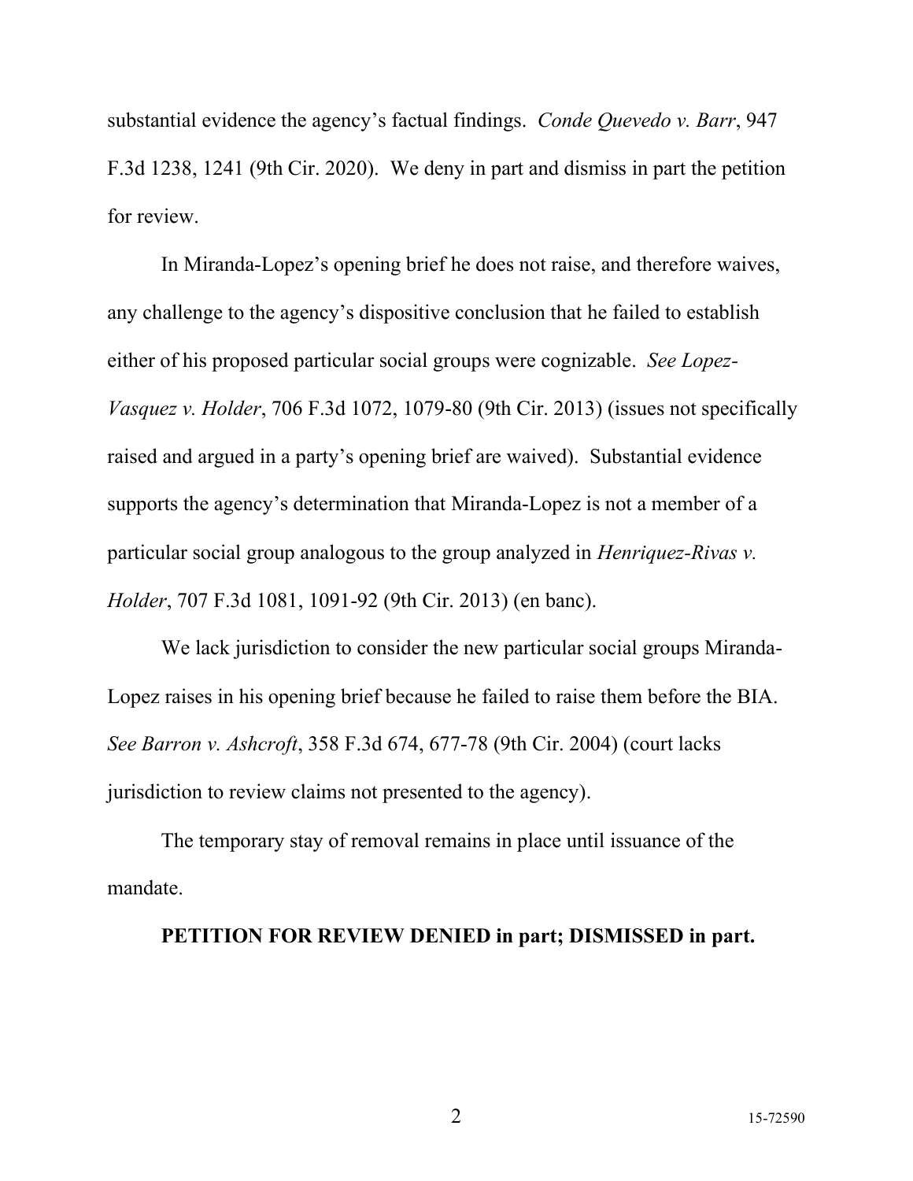substantial evidence the agency's factual findings. *Conde Quevedo v. Barr*, 947 F.3d 1238, 1241 (9th Cir. 2020). We deny in part and dismiss in part the petition for review.

In Miranda-Lopez's opening brief he does not raise, and therefore waives, any challenge to the agency's dispositive conclusion that he failed to establish either of his proposed particular social groups were cognizable. *See Lopez-Vasquez v. Holder*, 706 F.3d 1072, 1079-80 (9th Cir. 2013) (issues not specifically raised and argued in a party's opening brief are waived). Substantial evidence supports the agency's determination that Miranda-Lopez is not a member of a particular social group analogous to the group analyzed in *Henriquez-Rivas v. Holder*, 707 F.3d 1081, 1091-92 (9th Cir. 2013) (en banc).

We lack jurisdiction to consider the new particular social groups Miranda-Lopez raises in his opening brief because he failed to raise them before the BIA. *See Barron v. Ashcroft*, 358 F.3d 674, 677-78 (9th Cir. 2004) (court lacks jurisdiction to review claims not presented to the agency).

The temporary stay of removal remains in place until issuance of the mandate.

**PETITION FOR REVIEW DENIED in part; DISMISSED in part.**